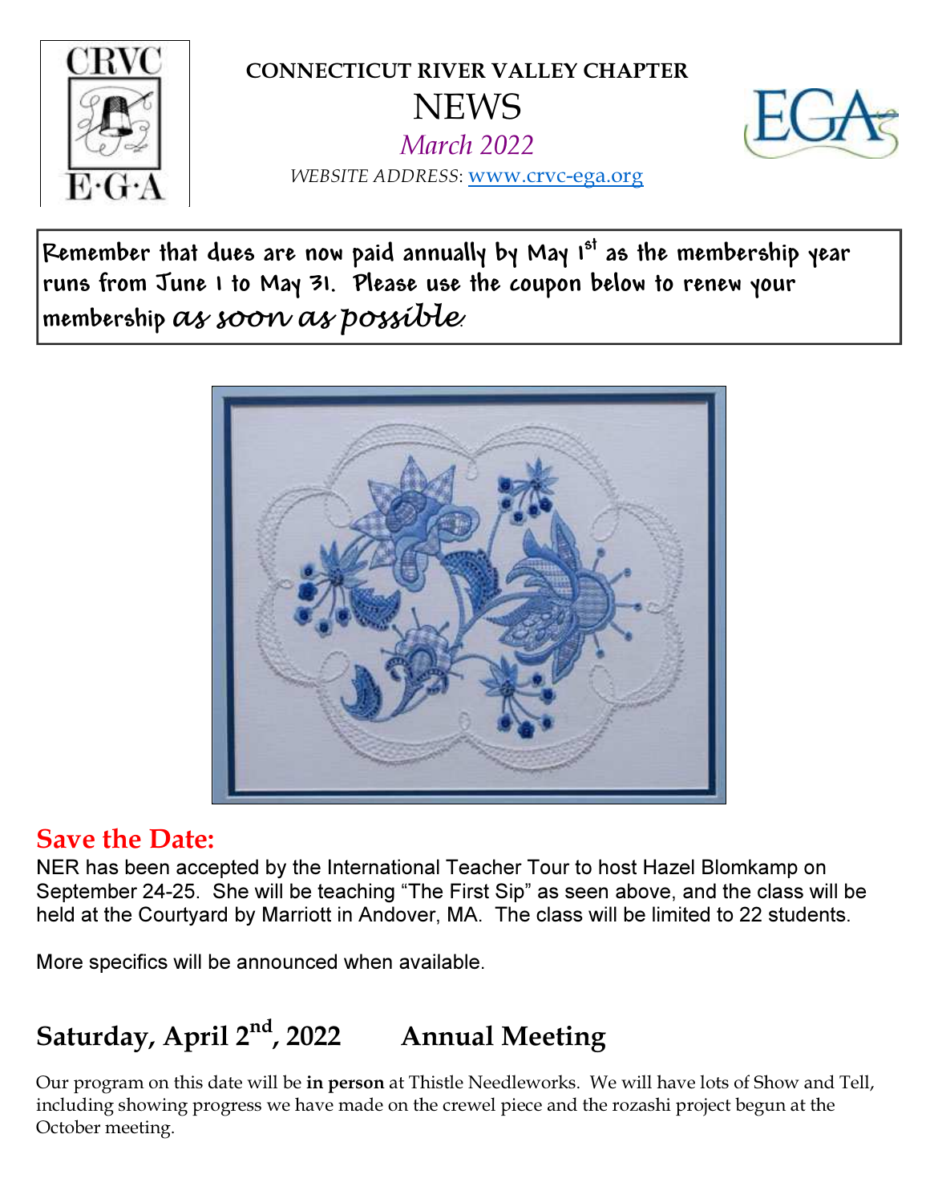**CONNECTICUT RIVER VALLEY CHAPTER**

# NEWS

*March 2022*

*WEBSITE ADDRESS*: www.crvc-ega.org

Remember that dues are now paid annually by May 1st as the membership year runs from June 1 to May 31. Please use the coupon below to renew your membership *as soon as possible*.

## Save the Date:

NER has been accepted by the International Teacher Tour to host Hazel Blomkamp on September 24-25. She will be teaching "The First Sip" as seen above, and the class will be held at the Courtyard by Marriott in Andover, MA. The class will be limited to 22 students.

More specifics will be announced when available.

## Saturday, April 2nd, 2022 Annual Meeting

Our program on this date will be **in person** at Thistle Needleworks. We will have lots of Show and Tell, including showing progress we have made on the crewel piece and the rozashi project begun at the October meeting.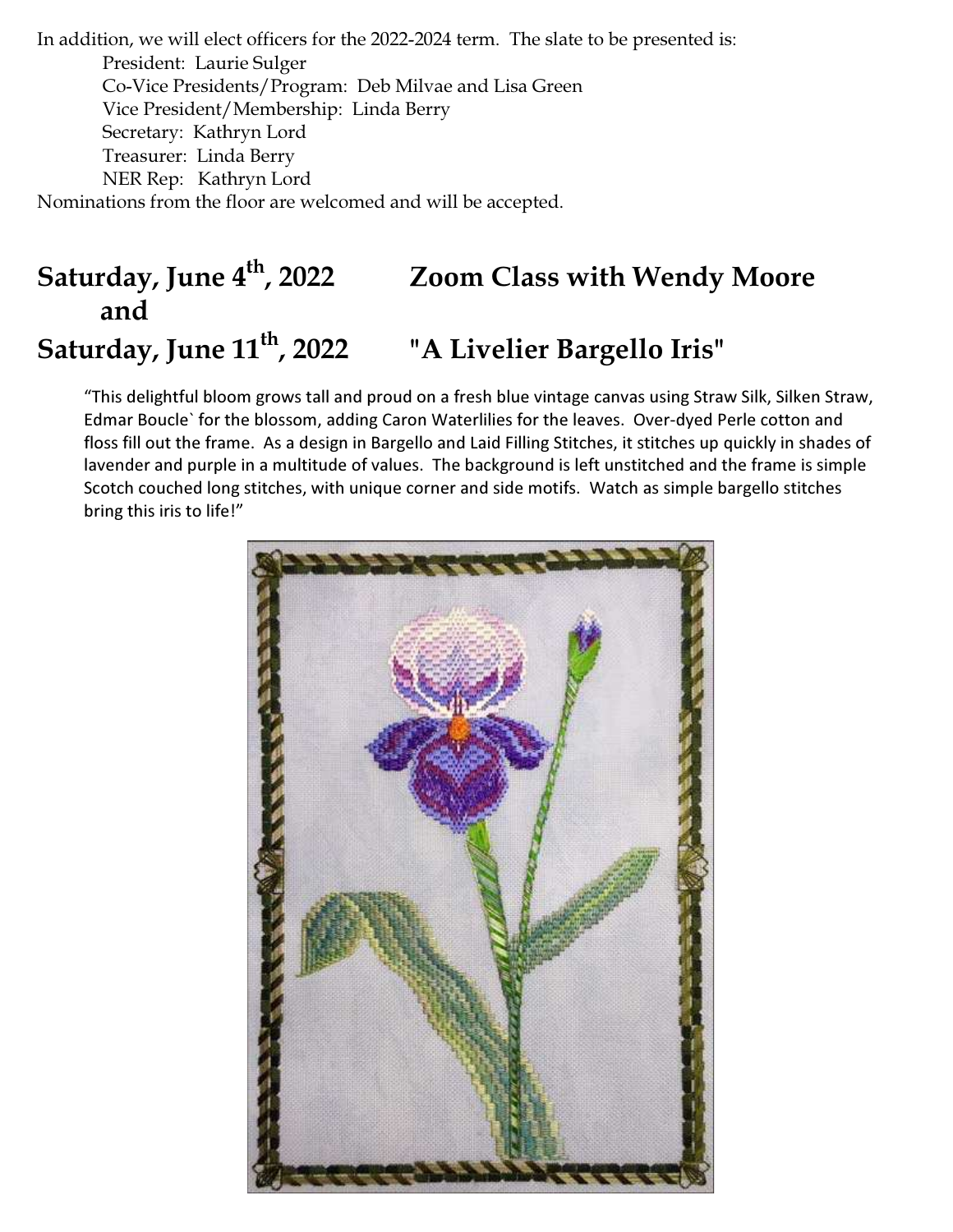In addition, we will elect officers for the 2022-2024 term. The slate to be presented is:

- President: Laurie Sulger
- Co-Vice Presidents/Program: Deb Milvae and Lisa Green
- Vice President/Membership: Linda Berry
- Secretary: Kathryn Lord
- Treasurer: Linda Berry
- NER Rep: Kathryn Lord

Nominations from the floor are welcomed and will be accepted.

## Saturday, June 4th, 2022 and Saturday, June 11th, 2022 — Zoom Class with Wendy Moore "A Livelier Bargello Iris"

"This delightful bloom grows tall and proud on a fresh blue vintage canvas using Straw Silk, Silken Straw, Edmar Boucle` for the blossom, adding Caron Waterlilies for the leaves. Over-dyed Perle cotton and floss fill out the frame. As a design in Bargello and Laid Filling Stitches, it stitches up quickly in shades of lavender and purple in a multitude of values. The background is left unstitched and the frame is simple Scotch couched long stitches, with unique corner and side motifs. Watch as simple bargello stitches bring this iris to life!"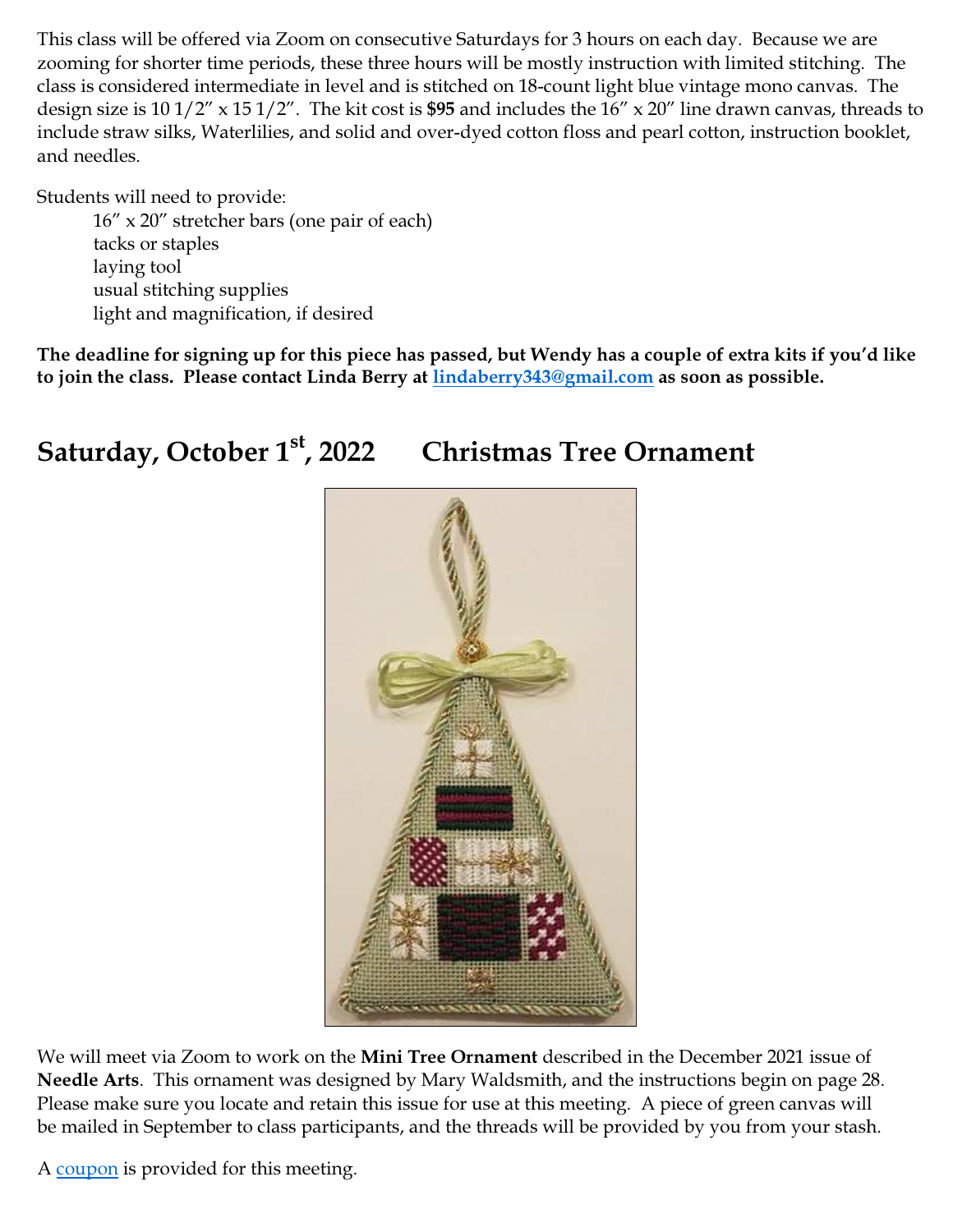This class will be offered via Zoom on consecutive Saturdays for 3 hours on each day. Because we are zooming for shorter time periods, these three hours will be mostly instruction with limited stitching. The class is considered intermediate in level and is stitched on 18-count light blue vintage mono canvas. The design size is 10 1/2″ x 15 1/2″. The kit cost is **$95** and includes the 16″ x 20″ line drawn canvas, threads to include straw silks, Waterlilies, and solid and over-dyed cotton floss and pearl cotton, instruction booklet, and needles.

Students will need to provide:

- 16″ x 20″ stretcher bars (one pair of each)
- tacks or staples
- laying tool
- usual stitching supplies
- light and magnification, if desired

**The deadline for signing up for this piece has passed, but Wendy has a couple of extra kits if you'd like to join the class. Please contact Linda Berry at [lindaberry343@gmail.com](mailto:lindaberry343@gmail.com) as soon as possible.**

## Saturday, October 1st, 2022 Christmas Tree Ornament

We will meet via Zoom to work on the **Mini Tree Ornament** described in the December 2021 issue of **Needle Arts**. This ornament was designed by Mary Waldsmith, and the instructions begin on page 28. Please make sure you locate and retain this issue for use at this meeting. A piece of green canvas will be mailed in September to class participants, and the threads will be provided by you from your stash.

A [coupon](coupon) is provided for this meeting.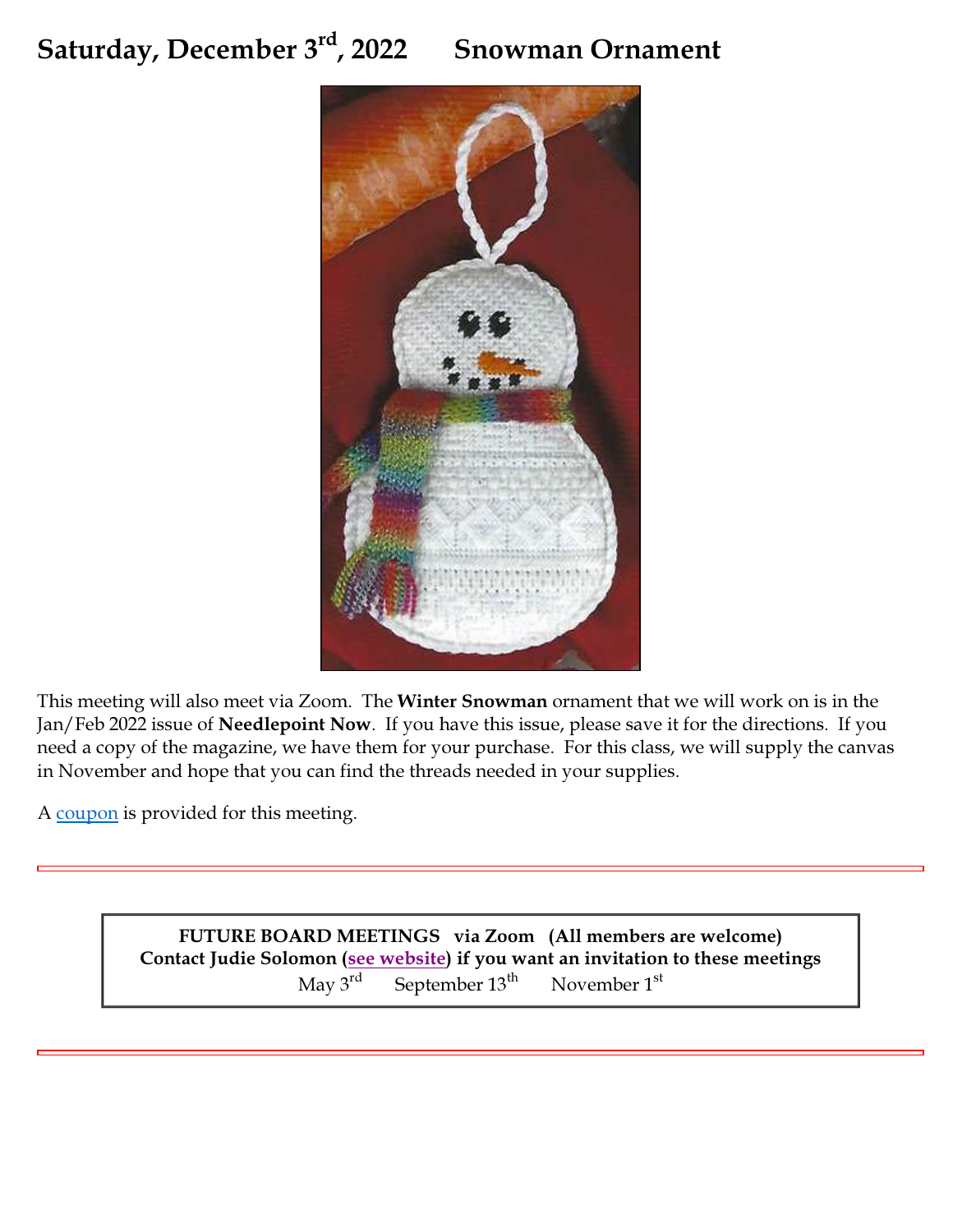# Saturday, December 3rd, 2022 Snowman Ornament

This meeting will also meet via Zoom. The **Winter Snowman** ornament that we will work on is in the Jan/Feb 2022 issue of **Needlepoint Now**. If you have this issue, please save it for the directions. If you need a copy of the magazine, we have them for your purchase. For this class, we will supply the canvas in November and hope that you can find the threads needed in your supplies.

A coupon is provided for this meeting.

---

**FUTURE BOARD MEETINGS via Zoom (All members are welcome)**
**Contact Judie Solomon (see website) if you want an invitation to these meetings**
May 3rd September 13th November 1st

---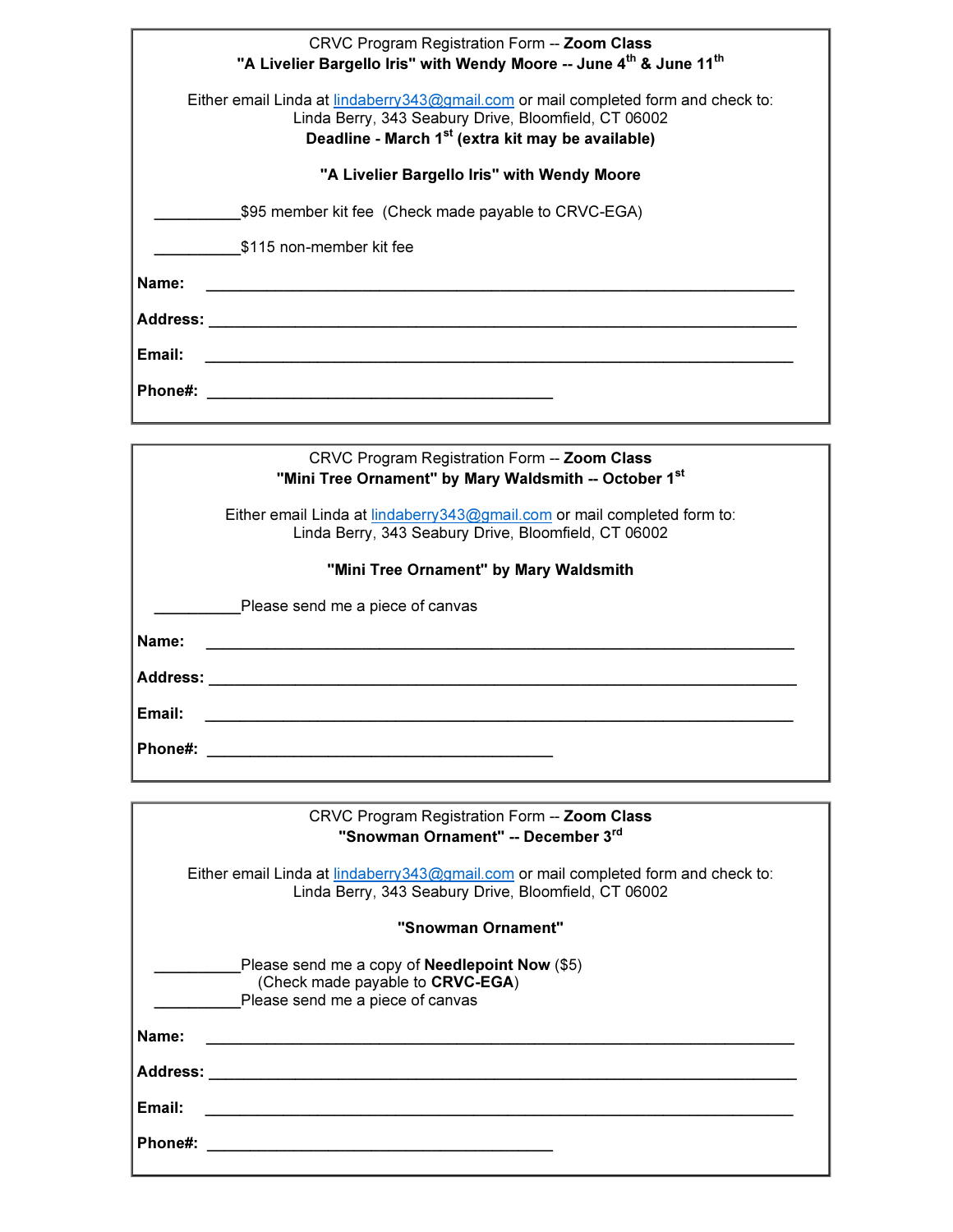CRVC Program Registration Form -- **Zoom Class**

**"A Livelier Bargello Iris" with Wendy Moore -- June 4th & June 11th**

Either email Linda at lindaberry343@gmail.com or mail completed form and check to:
Linda Berry, 343 Seabury Drive, Bloomfield, CT 06002

**Deadline - March 1st (extra kit may be available)**

**"A Livelier Bargello Iris" with Wendy Moore**

__________$95 member kit fee (Check made payable to CRVC-EGA)

__________$115 non-member kit fee

**Name:** ____________________________________________________________________

**Address:** __________________________________________________________________

**Email:** ____________________________________________________________________

**Phone#:** ________________________________________

---

CRVC Program Registration Form -- **Zoom Class**

**"Mini Tree Ornament" by Mary Waldsmith -- October 1st**

Either email Linda at lindaberry343@gmail.com or mail completed form to:
Linda Berry, 343 Seabury Drive, Bloomfield, CT 06002

**"Mini Tree Ornament" by Mary Waldsmith**

__________Please send me a piece of canvas

**Name:** ____________________________________________________________________

**Address:** __________________________________________________________________

**Email:** ____________________________________________________________________

**Phone#:** ________________________________________

---

CRVC Program Registration Form -- **Zoom Class**

**"Snowman Ornament" -- December 3rd**

Either email Linda at lindaberry343@gmail.com or mail completed form and check to:
Linda Berry, 343 Seabury Drive, Bloomfield, CT 06002

**"Snowman Ornament"**

__________Please send me a copy of **Needlepoint Now** ($5)
(Check made payable to **CRVC-EGA**)

__________Please send me a piece of canvas

**Name:** ____________________________________________________________________

**Address:** __________________________________________________________________

**Email:** ____________________________________________________________________

**Phone#:** ________________________________________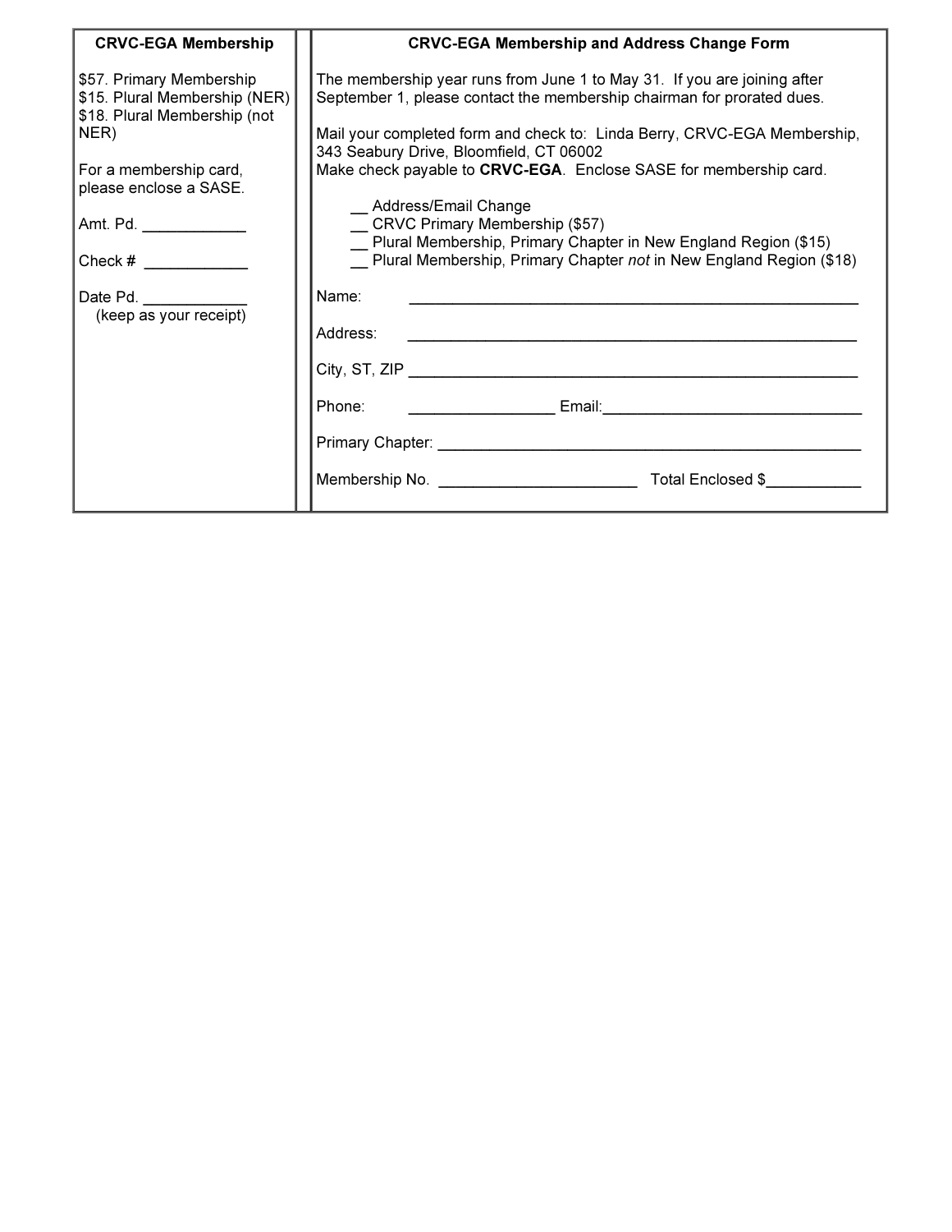**CRVC-EGA Membership**

$57. Primary Membership
$15. Plural Membership (NER)
$18. Plural Membership (not NER)

For a membership card, please enclose a SASE.

Amt. Pd. ____________

Check # ____________

Date Pd. ____________
(keep as your receipt)

**CRVC-EGA Membership and Address Change Form**

The membership year runs from June 1 to May 31. If you are joining after September 1, please contact the membership chairman for prorated dues.

Mail your completed form and check to: Linda Berry, CRVC-EGA Membership, 343 Seabury Drive, Bloomfield, CT 06002
Make check payable to **CRVC-EGA**. Enclose SASE for membership card.

__ Address/Email Change
__ CRVC Primary Membership ($57)
__ Plural Membership, Primary Chapter in New England Region ($15)
__ Plural Membership, Primary Chapter *not* in New England Region ($18)

Name: ____________________________________________________

Address: ____________________________________________________

City, ST, ZIP ____________________________________________________

Phone: _________________ Email:_______________________________

Primary Chapter: ________________________________________________

Membership No. _______________________ Total Enclosed $___________